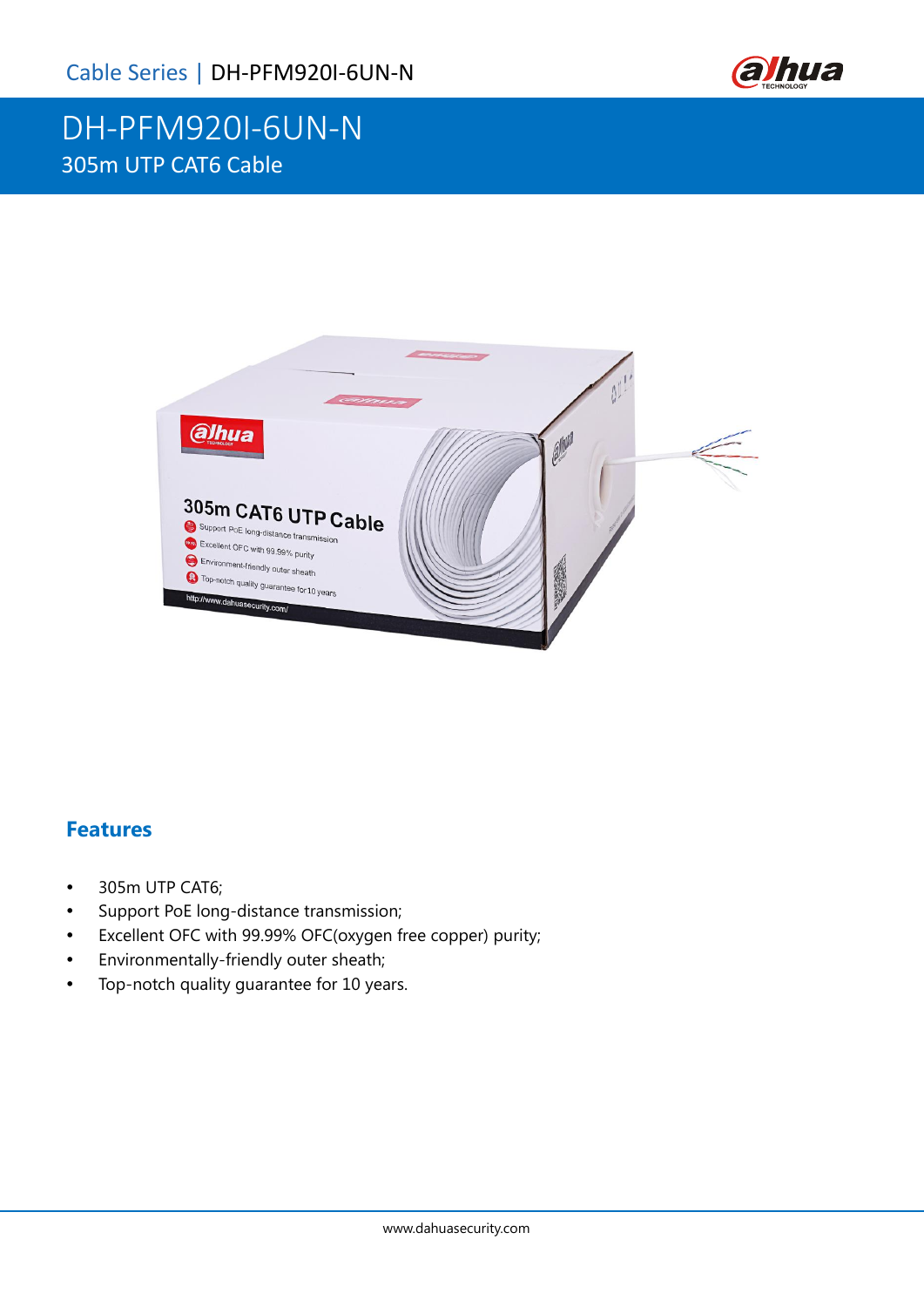# DH-PFM920I-6UN-N

305m UTP CAT6 Cable

## Features

- 305m UTP CAT6;
- Support PoE long-distance transmission;
- Excellent OFC with 99.99% OFC(oxygen free copper) purity;
- Environmentally-friendly outer sheath;
- Top-notch quality guarantee for 10 years.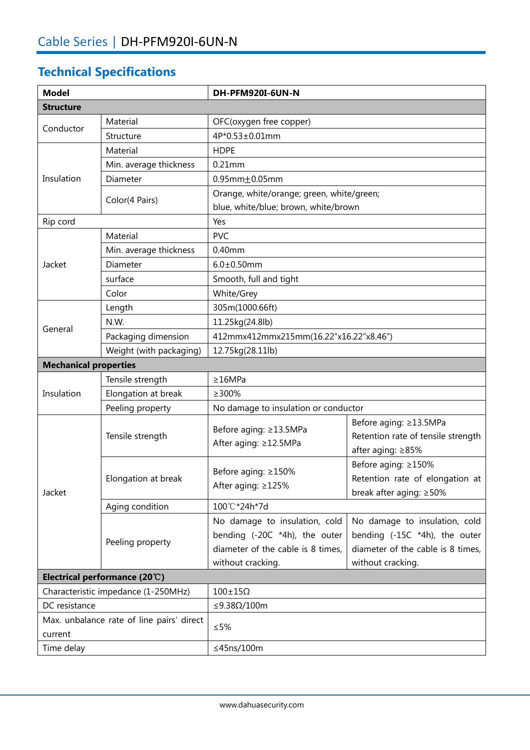## Technical Specifications

| Model | | DH-PFM920I-6UN-N | |
|---|---|---|---|
| **Structure** | | | |
| Conductor | Material | OFC(oxygen free copper) | |
| | Structure | 4P*0.53±0.01mm | |
| Insulation | Material | HDPE | |
| | Min. average thickness | 0.21mm | |
| | Diameter | 0.95mm±0.05mm | |
| | Color(4 Pairs) | Orange, white/orange; green, white/green; blue, white/blue; brown, white/brown | |
| Rip cord | | Yes | |
| Jacket | Material | PVC | |
| | Min. average thickness | 0.40mm | |
| | Diameter | 6.0±0.50mm | |
| | surface | Smooth, full and tight | |
| | Color | White/Grey | |
| General | Length | 305m(1000.66ft) | |
| | N.W. | 11.25kg(24.8lb) | |
| | Packaging dimension | 412mmx412mmx215mm(16.22"x16.22"x8.46") | |
| | Weight (with packaging) | 12.75kg(28.11lb) | |
| **Mechanical properties** | | | |
| Insulation | Tensile strength | ≥16MPa | |
| | Elongation at break | ≥300% | |
| | Peeling property | No damage to insulation or conductor | |
| Jacket | Tensile strength | Before aging: ≥13.5MPa After aging: ≥12.5MPa | Before aging: ≥13.5MPa Retention rate of tensile strength after aging: ≥85% |
| | Elongation at break | Before aging: ≥150% After aging: ≥125% | Before aging: ≥150% Retention rate of elongation at break after aging: ≥50% |
| | Aging condition | 100℃*24h*7d | |
| | Peeling property | No damage to insulation, cold bending (-20C *4h), the outer diameter of the cable is 8 times, without cracking. | No damage to insulation, cold bending (-15C *4h), the outer diameter of the cable is 8 times, without cracking. |
| **Electrical performance (20℃)** | | | |
| Characteristic impedance (1-250MHz) | | 100±15Ω | |
| DC resistance | | ≤9.38Ω/100m | |
| Max. unbalance rate of line pairs' direct current | | ≤5% | |
| Time delay | | ≤45ns/100m | |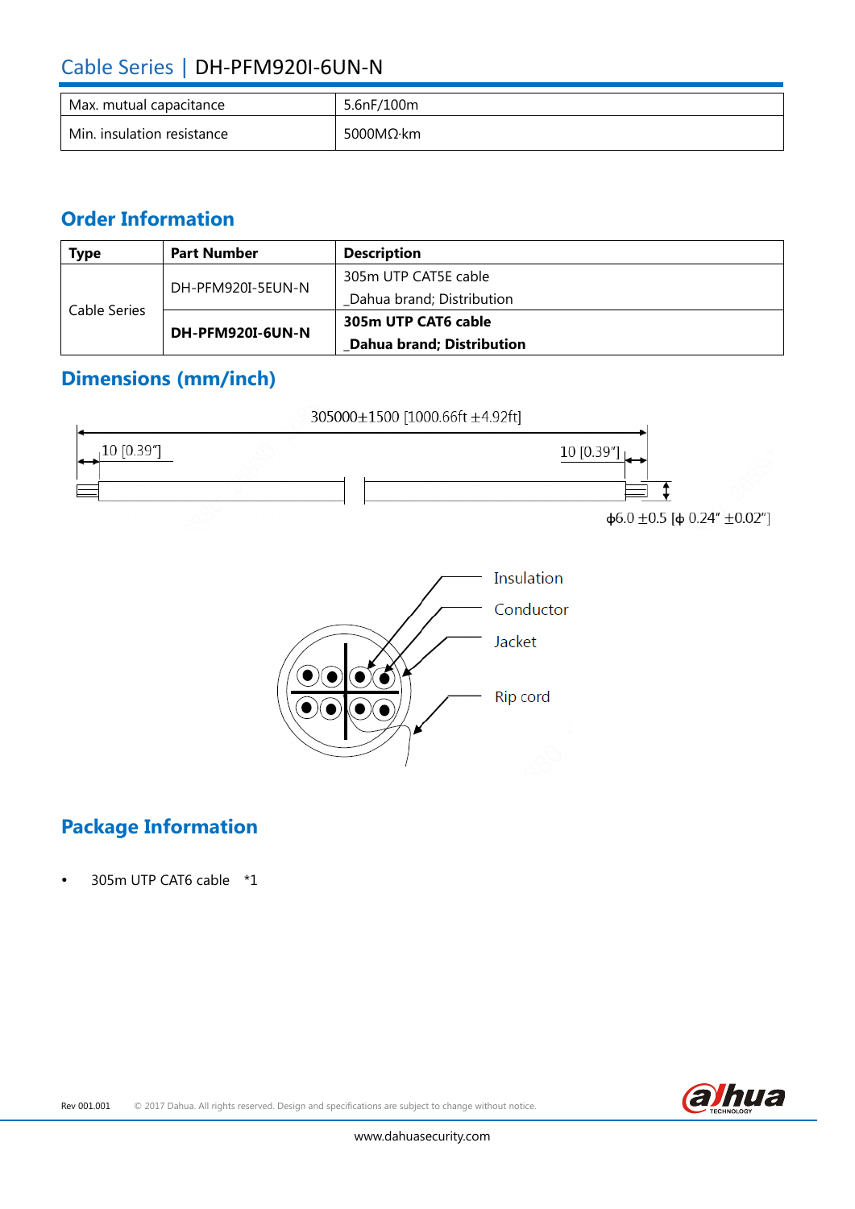| | |
|---|---|
| Max. mutual capacitance | 5.6nF/100m |
| Min. insulation resistance | 5000MΩ·km |

## Order Information

| Type | Part Number | Description |
|---|---|---|
| Cable Series | DH-PFM920I-5EUN-N | 305m UTP CAT5E cable _Dahua brand; Distribution |
| | **DH-PFM920I-6UN-N** | **305m UTP CAT6 cable _Dahua brand; Distribution** |

## Dimensions (mm/inch)

305000±1500 [1000.66ft ±4.92ft]

10 [0.39″]

10 [0.39″]

ϕ6.0 ±0.5 [ϕ 0.24″ ±0.02″]

Insulation

Conductor

Jacket

Rip cord

## Package Information

- 305m UTP CAT6 cable *1

Rev 001.001 © 2017 Dahua. All rights reserved. Design and specifications are subject to change without notice.

www.dahuasecurity.com